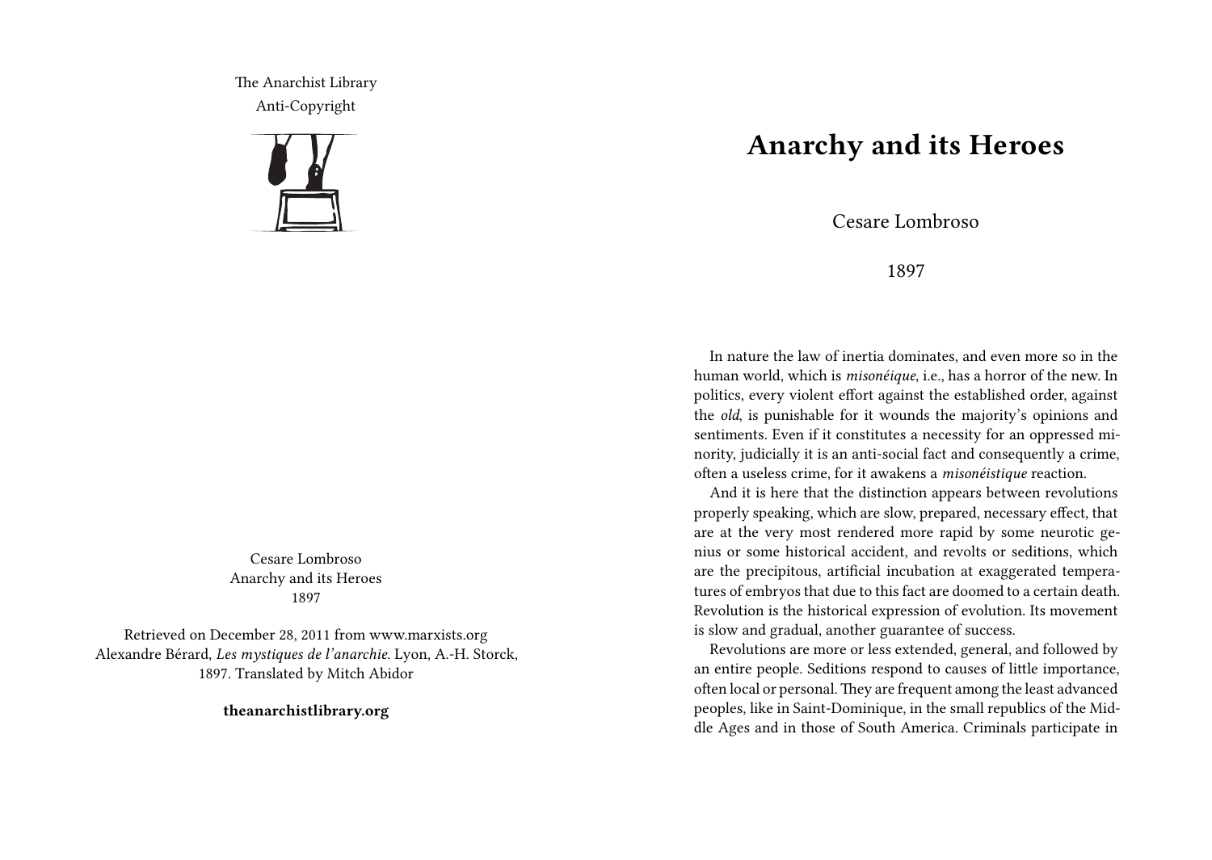The Anarchist Library
Anti-Copyright

Cesare Lombroso
Anarchy and its Heroes
1897

Retrieved on December 28, 2011 from www.marxists.org
Alexandre Bérard, *Les mystiques de l'anarchie*. Lyon, A.-H. Storck, 1897. Translated by Mitch Abidor

**theanarchistlibrary.org**

# Anarchy and its Heroes

Cesare Lombroso

1897

In nature the law of inertia dominates, and even more so in the human world, which is *misonéique*, i.e., has a horror of the new. In politics, every violent effort against the established order, against the *old*, is punishable for it wounds the majority's opinions and sentiments. Even if it constitutes a necessity for an oppressed minority, judicially it is an anti-social fact and consequently a crime, often a useless crime, for it awakens a *misonéistique* reaction.

And it is here that the distinction appears between revolutions properly speaking, which are slow, prepared, necessary effect, that are at the very most rendered more rapid by some neurotic genius or some historical accident, and revolts or seditions, which are the precipitous, artificial incubation at exaggerated temperatures of embryos that due to this fact are doomed to a certain death. Revolution is the historical expression of evolution. Its movement is slow and gradual, another guarantee of success.

Revolutions are more or less extended, general, and followed by an entire people. Seditions respond to causes of little importance, often local or personal. They are frequent among the least advanced peoples, like in Saint-Dominique, in the small republics of the Middle Ages and in those of South America. Criminals participate in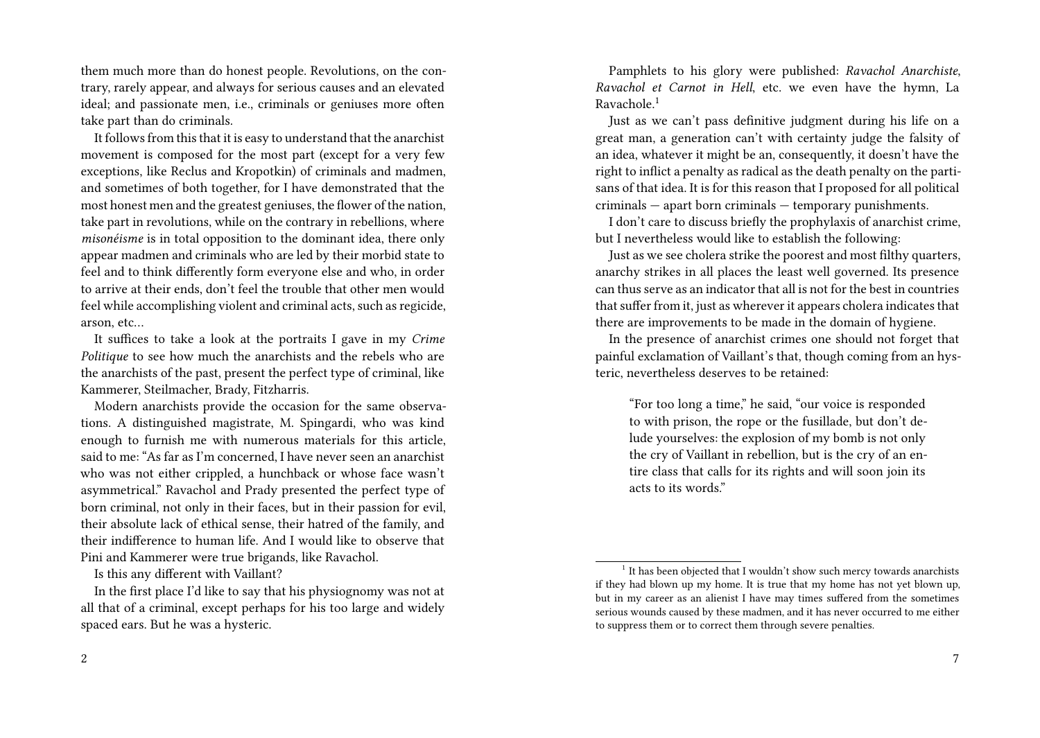them much more than do honest people. Revolutions, on the contrary, rarely appear, and always for serious causes and an elevated ideal; and passionate men, i.e., criminals or geniuses more often take part than do criminals.

It follows from this that it is easy to understand that the anarchist movement is composed for the most part (except for a very few exceptions, like Reclus and Kropotkin) of criminals and madmen, and sometimes of both together, for I have demonstrated that the most honest men and the greatest geniuses, the flower of the nation, take part in revolutions, while on the contrary in rebellions, where *misonéisme* is in total opposition to the dominant idea, there only appear madmen and criminals who are led by their morbid state to feel and to think differently form everyone else and who, in order to arrive at their ends, don't feel the trouble that other men would feel while accomplishing violent and criminal acts, such as regicide, arson, etc…

It suffices to take a look at the portraits I gave in my *Crime Politique* to see how much the anarchists and the rebels who are the anarchists of the past, present the perfect type of criminal, like Kammerer, Steilmacher, Brady, Fitzharris.

Modern anarchists provide the occasion for the same observations. A distinguished magistrate, M. Spingardi, who was kind enough to furnish me with numerous materials for this article, said to me: "As far as I'm concerned, I have never seen an anarchist who was not either crippled, a hunchback or whose face wasn't asymmetrical." Ravachol and Prady presented the perfect type of born criminal, not only in their faces, but in their passion for evil, their absolute lack of ethical sense, their hatred of the family, and their indifference to human life. And I would like to observe that Pini and Kammerer were true brigands, like Ravachol.

Is this any different with Vaillant?

In the first place I'd like to say that his physiognomy was not at all that of a criminal, except perhaps for his too large and widely spaced ears. But he was a hysteric.

Pamphlets to his glory were published: *Ravachol Anarchiste*, *Ravachol et Carnot in Hell*, etc. we even have the hymn, La Ravachole.[1]

Just as we can't pass definitive judgment during his life on a great man, a generation can't with certainty judge the falsity of an idea, whatever it might be an, consequently, it doesn't have the right to inflict a penalty as radical as the death penalty on the partisans of that idea. It is for this reason that I proposed for all political criminals — apart born criminals — temporary punishments.

I don't care to discuss briefly the prophylaxis of anarchist crime, but I nevertheless would like to establish the following:

Just as we see cholera strike the poorest and most filthy quarters, anarchy strikes in all places the least well governed. Its presence can thus serve as an indicator that all is not for the best in countries that suffer from it, just as wherever it appears cholera indicates that there are improvements to be made in the domain of hygiene.

In the presence of anarchist crimes one should not forget that painful exclamation of Vaillant's that, though coming from an hysteric, nevertheless deserves to be retained:

> "For too long a time," he said, "our voice is responded to with prison, the rope or the fusillade, but don't delude yourselves: the explosion of my bomb is not only the cry of Vaillant in rebellion, but is the cry of an entire class that calls for its rights and will soon join its acts to its words."

[1] It has been objected that I wouldn't show such mercy towards anarchists if they had blown up my home. It is true that my home has not yet blown up, but in my career as an alienist I have may times suffered from the sometimes serious wounds caused by these madmen, and it has never occurred to me either to suppress them or to correct them through severe penalties.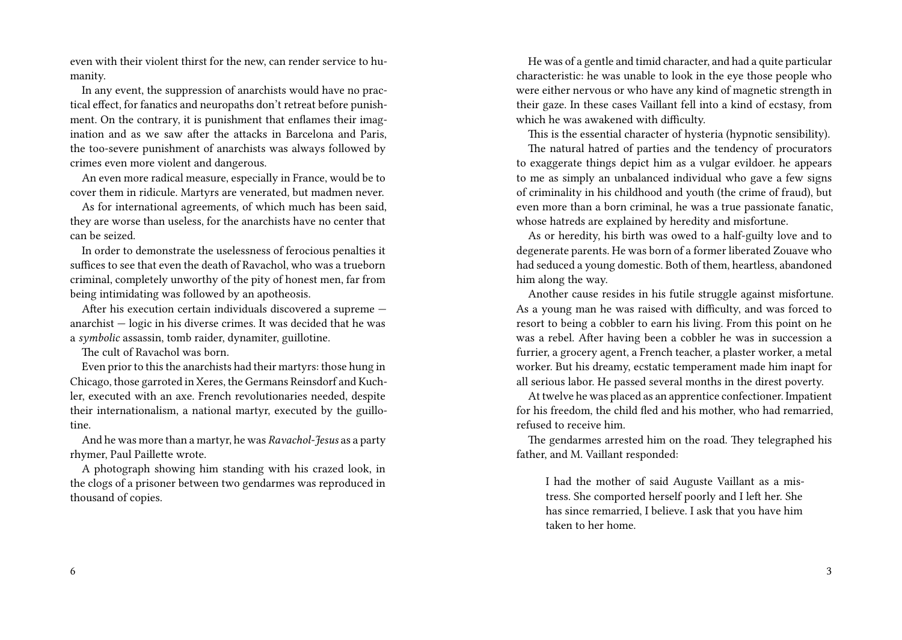even with their violent thirst for the new, can render service to humanity.

In any event, the suppression of anarchists would have no practical effect, for fanatics and neuropaths don't retreat before punishment. On the contrary, it is punishment that enflames their imagination and as we saw after the attacks in Barcelona and Paris, the too-severe punishment of anarchists was always followed by crimes even more violent and dangerous.

An even more radical measure, especially in France, would be to cover them in ridicule. Martyrs are venerated, but madmen never.

As for international agreements, of which much has been said, they are worse than useless, for the anarchists have no center that can be seized.

In order to demonstrate the uselessness of ferocious penalties it suffices to see that even the death of Ravachol, who was a trueborn criminal, completely unworthy of the pity of honest men, far from being intimidating was followed by an apotheosis.

After his execution certain individuals discovered a supreme — anarchist — logic in his diverse crimes. It was decided that he was a *symbolic* assassin, tomb raider, dynamiter, guillotine.

The cult of Ravachol was born.

Even prior to this the anarchists had their martyrs: those hung in Chicago, those garroted in Xeres, the Germans Reinsdorf and Kuchler, executed with an axe. French revolutionaries needed, despite their internationalism, a national martyr, executed by the guillotine.

And he was more than a martyr, he was *Ravachol-Jesus* as a party rhymer, Paul Paillette wrote.

A photograph showing him standing with his crazed look, in the clogs of a prisoner between two gendarmes was reproduced in thousand of copies.

He was of a gentle and timid character, and had a quite particular characteristic: he was unable to look in the eye those people who were either nervous or who have any kind of magnetic strength in their gaze. In these cases Vaillant fell into a kind of ecstasy, from which he was awakened with difficulty.

This is the essential character of hysteria (hypnotic sensibility).

The natural hatred of parties and the tendency of procurators to exaggerate things depict him as a vulgar evildoer. he appears to me as simply an unbalanced individual who gave a few signs of criminality in his childhood and youth (the crime of fraud), but even more than a born criminal, he was a true passionate fanatic, whose hatreds are explained by heredity and misfortune.

As or heredity, his birth was owed to a half-guilty love and to degenerate parents. He was born of a former liberated Zouave who had seduced a young domestic. Both of them, heartless, abandoned him along the way.

Another cause resides in his futile struggle against misfortune. As a young man he was raised with difficulty, and was forced to resort to being a cobbler to earn his living. From this point on he was a rebel. After having been a cobbler he was in succession a furrier, a grocery agent, a French teacher, a plaster worker, a metal worker. But his dreamy, ecstatic temperament made him inapt for all serious labor. He passed several months in the direst poverty.

At twelve he was placed as an apprentice confectioner. Impatient for his freedom, the child fled and his mother, who had remarried, refused to receive him.

The gendarmes arrested him on the road. They telegraphed his father, and M. Vaillant responded:

> I had the mother of said Auguste Vaillant as a mistress. She comported herself poorly and I left her. She has since remarried, I believe. I ask that you have him taken to her home.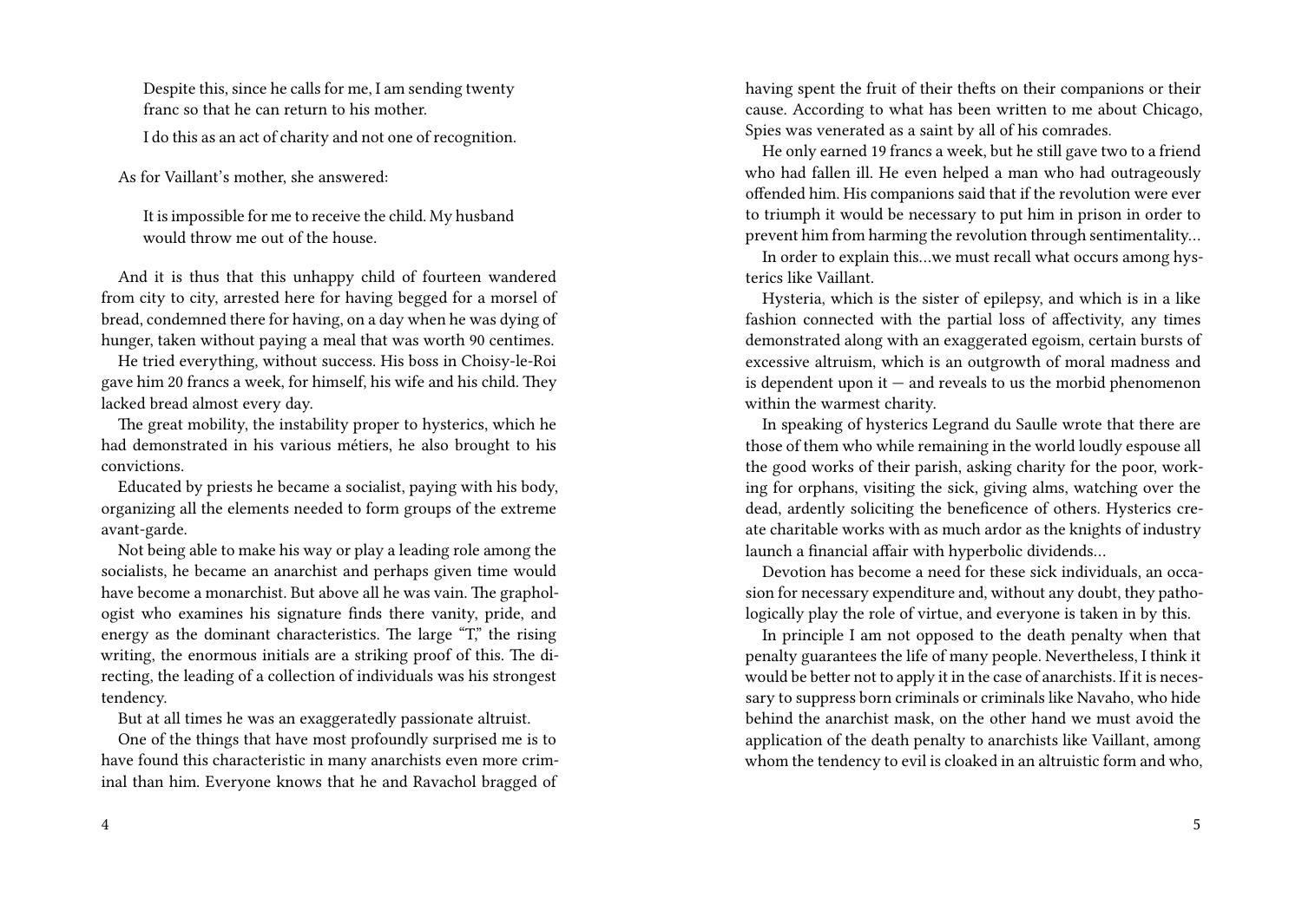> Despite this, since he calls for me, I am sending twenty franc so that he can return to his mother.
>
> I do this as an act of charity and not one of recognition.

As for Vaillant's mother, she answered:

> It is impossible for me to receive the child. My husband would throw me out of the house.

And it is thus that this unhappy child of fourteen wandered from city to city, arrested here for having begged for a morsel of bread, condemned there for having, on a day when he was dying of hunger, taken without paying a meal that was worth 90 centimes.

He tried everything, without success. His boss in Choisy-le-Roi gave him 20 francs a week, for himself, his wife and his child. They lacked bread almost every day.

The great mobility, the instability proper to hysterics, which he had demonstrated in his various métiers, he also brought to his convictions.

Educated by priests he became a socialist, paying with his body, organizing all the elements needed to form groups of the extreme avant-garde.

Not being able to make his way or play a leading role among the socialists, he became an anarchist and perhaps given time would have become a monarchist. But above all he was vain. The graphologist who examines his signature finds there vanity, pride, and energy as the dominant characteristics. The large "T," the rising writing, the enormous initials are a striking proof of this. The directing, the leading of a collection of individuals was his strongest tendency.

But at all times he was an exaggeratedly passionate altruist.

One of the things that have most profoundly surprised me is to have found this characteristic in many anarchists even more criminal than him. Everyone knows that he and Ravachol bragged of having spent the fruit of their thefts on their companions or their cause. According to what has been written to me about Chicago, Spies was venerated as a saint by all of his comrades.

He only earned 19 francs a week, but he still gave two to a friend who had fallen ill. He even helped a man who had outrageously offended him. His companions said that if the revolution were ever to triumph it would be necessary to put him in prison in order to prevent him from harming the revolution through sentimentality…

In order to explain this…we must recall what occurs among hysterics like Vaillant.

Hysteria, which is the sister of epilepsy, and which is in a like fashion connected with the partial loss of affectivity, any times demonstrated along with an exaggerated egoism, certain bursts of excessive altruism, which is an outgrowth of moral madness and is dependent upon it — and reveals to us the morbid phenomenon within the warmest charity.

In speaking of hysterics Legrand du Saulle wrote that there are those of them who while remaining in the world loudly espouse all the good works of their parish, asking charity for the poor, working for orphans, visiting the sick, giving alms, watching over the dead, ardently soliciting the beneficence of others. Hysterics create charitable works with as much ardor as the knights of industry launch a financial affair with hyperbolic dividends…

Devotion has become a need for these sick individuals, an occasion for necessary expenditure and, without any doubt, they pathologically play the role of virtue, and everyone is taken in by this.

In principle I am not opposed to the death penalty when that penalty guarantees the life of many people. Nevertheless, I think it would be better not to apply it in the case of anarchists. If it is necessary to suppress born criminals or criminals like Navaho, who hide behind the anarchist mask, on the other hand we must avoid the application of the death penalty to anarchists like Vaillant, among whom the tendency to evil is cloaked in an altruistic form and who,